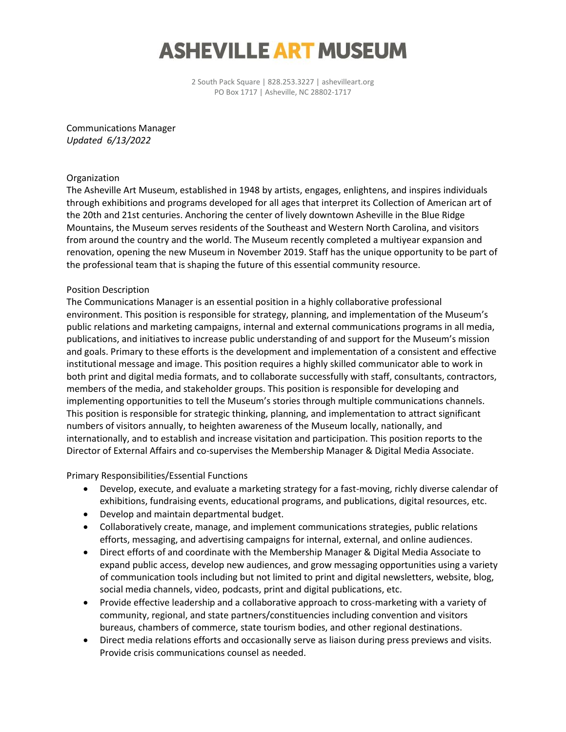# ASHEVILLE ART MUSEUM

2 South Pack Square | 828.253.3227 | ashevilleart.org
PO Box 1717 | Asheville, NC 28802-1717

Communications Manager
*Updated 6/13/2022*

## Organization

The Asheville Art Museum, established in 1948 by artists, engages, enlightens, and inspires individuals through exhibitions and programs developed for all ages that interpret its Collection of American art of the 20th and 21st centuries. Anchoring the center of lively downtown Asheville in the Blue Ridge Mountains, the Museum serves residents of the Southeast and Western North Carolina, and visitors from around the country and the world. The Museum recently completed a multiyear expansion and renovation, opening the new Museum in November 2019. Staff has the unique opportunity to be part of the professional team that is shaping the future of this essential community resource.

## Position Description

The Communications Manager is an essential position in a highly collaborative professional environment. This position is responsible for strategy, planning, and implementation of the Museum's public relations and marketing campaigns, internal and external communications programs in all media, publications, and initiatives to increase public understanding of and support for the Museum's mission and goals. Primary to these efforts is the development and implementation of a consistent and effective institutional message and image. This position requires a highly skilled communicator able to work in both print and digital media formats, and to collaborate successfully with staff, consultants, contractors, members of the media, and stakeholder groups. This position is responsible for developing and implementing opportunities to tell the Museum's stories through multiple communications channels. This position is responsible for strategic thinking, planning, and implementation to attract significant numbers of visitors annually, to heighten awareness of the Museum locally, nationally, and internationally, and to establish and increase visitation and participation. This position reports to the Director of External Affairs and co-supervises the Membership Manager & Digital Media Associate.

## Primary Responsibilities/Essential Functions

- Develop, execute, and evaluate a marketing strategy for a fast-moving, richly diverse calendar of exhibitions, fundraising events, educational programs, and publications, digital resources, etc.
- Develop and maintain departmental budget.
- Collaboratively create, manage, and implement communications strategies, public relations efforts, messaging, and advertising campaigns for internal, external, and online audiences.
- Direct efforts of and coordinate with the Membership Manager & Digital Media Associate to expand public access, develop new audiences, and grow messaging opportunities using a variety of communication tools including but not limited to print and digital newsletters, website, blog, social media channels, video, podcasts, print and digital publications, etc.
- Provide effective leadership and a collaborative approach to cross-marketing with a variety of community, regional, and state partners/constituencies including convention and visitors bureaus, chambers of commerce, state tourism bodies, and other regional destinations.
- Direct media relations efforts and occasionally serve as liaison during press previews and visits. Provide crisis communications counsel as needed.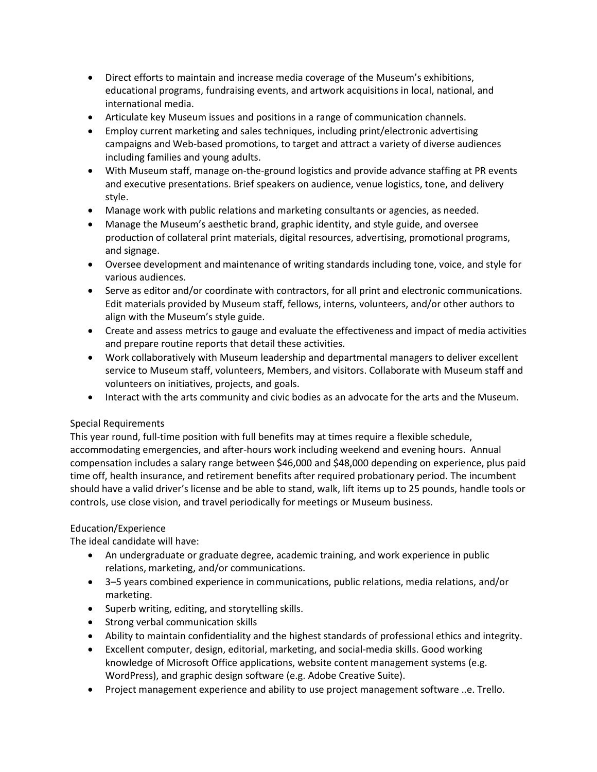- Direct efforts to maintain and increase media coverage of the Museum's exhibitions, educational programs, fundraising events, and artwork acquisitions in local, national, and international media.
- Articulate key Museum issues and positions in a range of communication channels.
- Employ current marketing and sales techniques, including print/electronic advertising campaigns and Web-based promotions, to target and attract a variety of diverse audiences including families and young adults.
- With Museum staff, manage on-the-ground logistics and provide advance staffing at PR events and executive presentations. Brief speakers on audience, venue logistics, tone, and delivery style.
- Manage work with public relations and marketing consultants or agencies, as needed.
- Manage the Museum's aesthetic brand, graphic identity, and style guide, and oversee production of collateral print materials, digital resources, advertising, promotional programs, and signage.
- Oversee development and maintenance of writing standards including tone, voice, and style for various audiences.
- Serve as editor and/or coordinate with contractors, for all print and electronic communications. Edit materials provided by Museum staff, fellows, interns, volunteers, and/or other authors to align with the Museum's style guide.
- Create and assess metrics to gauge and evaluate the effectiveness and impact of media activities and prepare routine reports that detail these activities.
- Work collaboratively with Museum leadership and departmental managers to deliver excellent service to Museum staff, volunteers, Members, and visitors. Collaborate with Museum staff and volunteers on initiatives, projects, and goals.
- Interact with the arts community and civic bodies as an advocate for the arts and the Museum.

Special Requirements

This year round, full-time position with full benefits may at times require a flexible schedule, accommodating emergencies, and after-hours work including weekend and evening hours. Annual compensation includes a salary range between $46,000 and $48,000 depending on experience, plus paid time off, health insurance, and retirement benefits after required probationary period. The incumbent should have a valid driver's license and be able to stand, walk, lift items up to 25 pounds, handle tools or controls, use close vision, and travel periodically for meetings or Museum business.

Education/Experience

The ideal candidate will have:

- An undergraduate or graduate degree, academic training, and work experience in public relations, marketing, and/or communications.
- 3–5 years combined experience in communications, public relations, media relations, and/or marketing.
- Superb writing, editing, and storytelling skills.
- Strong verbal communication skills
- Ability to maintain confidentiality and the highest standards of professional ethics and integrity.
- Excellent computer, design, editorial, marketing, and social-media skills. Good working knowledge of Microsoft Office applications, website content management systems (e.g. WordPress), and graphic design software (e.g. Adobe Creative Suite).
- Project management experience and ability to use project management software ..e. Trello.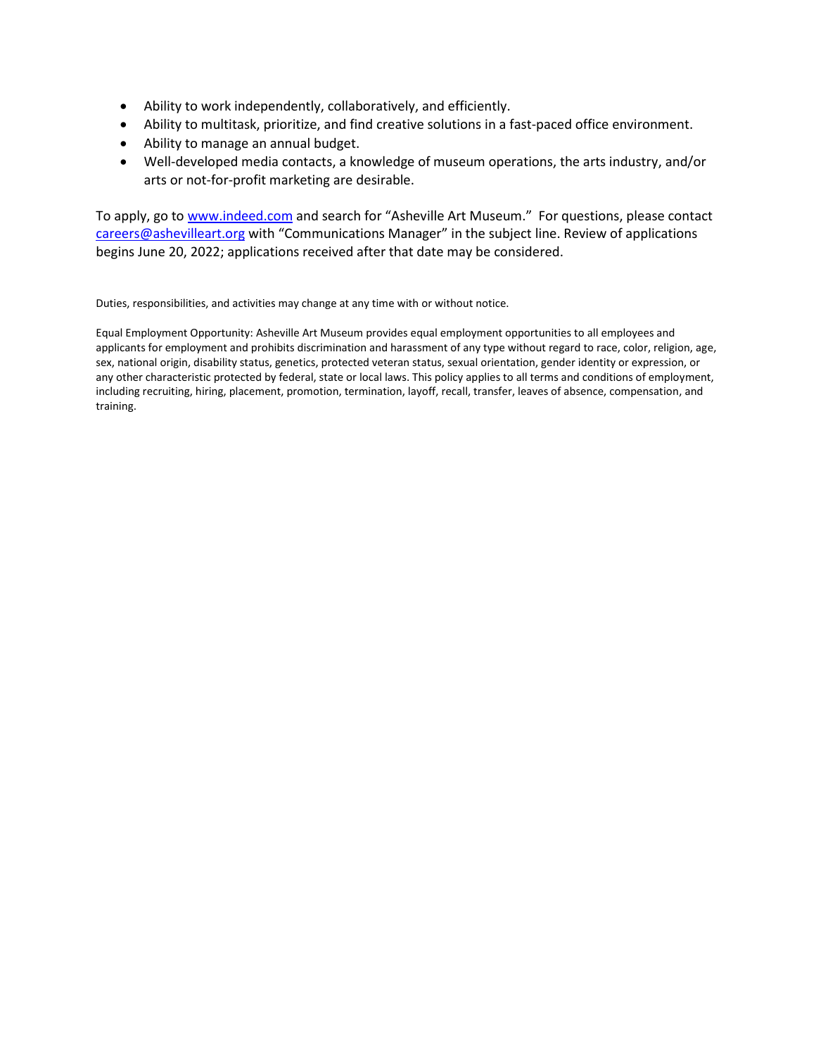- Ability to work independently, collaboratively, and efficiently.
- Ability to multitask, prioritize, and find creative solutions in a fast-paced office environment.
- Ability to manage an annual budget.
- Well-developed media contacts, a knowledge of museum operations, the arts industry, and/or arts or not-for-profit marketing are desirable.

To apply, go to [www.indeed.com](www.indeed.com) and search for "Asheville Art Museum." For questions, please contact [careers@ashevilleart.org](mailto:careers@ashevilleart.org) with "Communications Manager" in the subject line. Review of applications begins June 20, 2022; applications received after that date may be considered.

Duties, responsibilities, and activities may change at any time with or without notice.

Equal Employment Opportunity: Asheville Art Museum provides equal employment opportunities to all employees and applicants for employment and prohibits discrimination and harassment of any type without regard to race, color, religion, age, sex, national origin, disability status, genetics, protected veteran status, sexual orientation, gender identity or expression, or any other characteristic protected by federal, state or local laws. This policy applies to all terms and conditions of employment, including recruiting, hiring, placement, promotion, termination, layoff, recall, transfer, leaves of absence, compensation, and training.